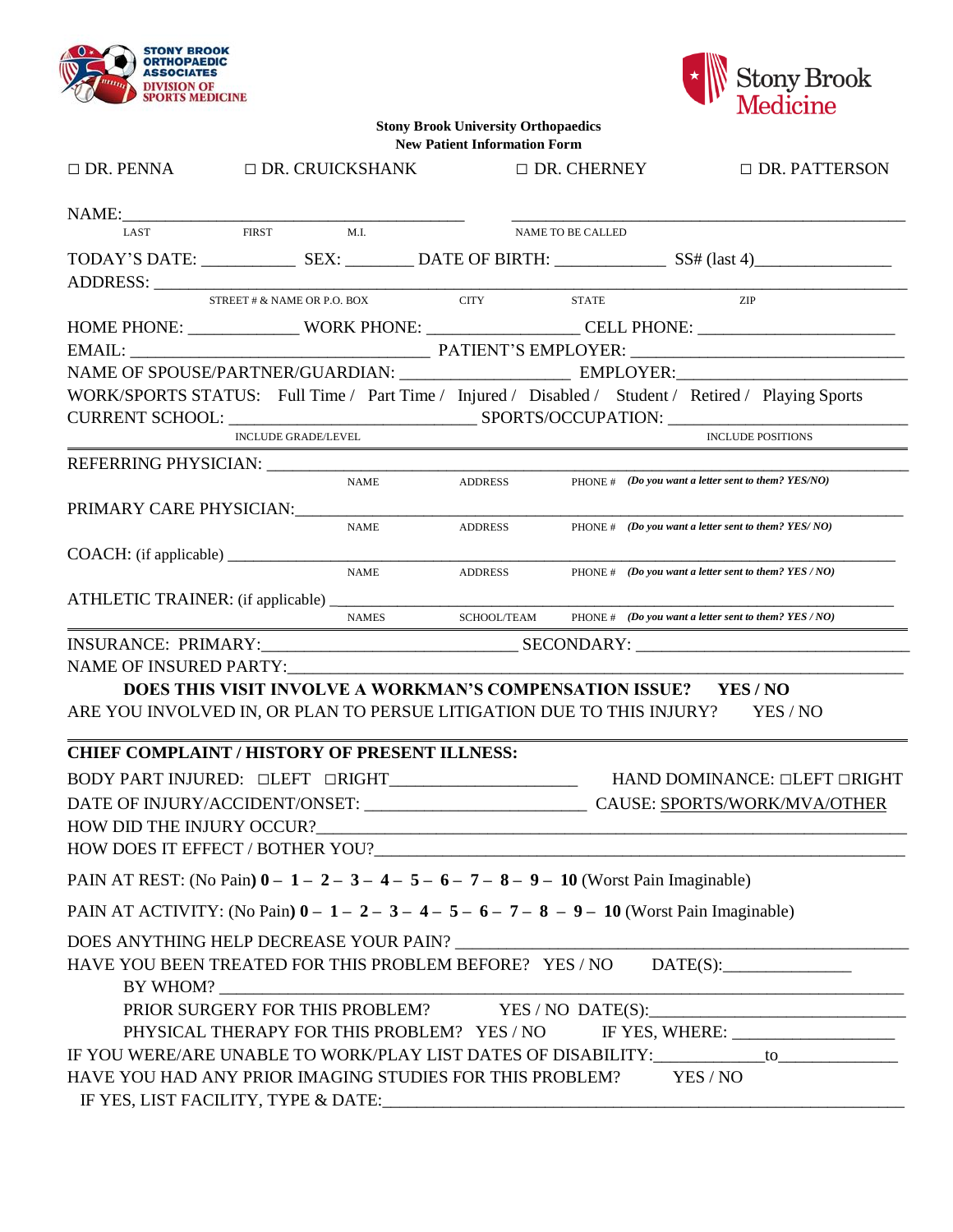STONY BROOK ORTHOPAEDIC ASSOCIATES DIVISION OF SPORTS MEDICINE

Stony Brook Medicine

**Stony Brook University Orthopaedics**
**New Patient Information Form**

□ DR. PENNA □ DR. CRUICKSHANK □ DR. CHERNEY □ DR. PATTERSON

NAME:________________________________________ ____________________________________________
LAST FIRST M.I. NAME TO BE CALLED

TODAY'S DATE: ___________ SEX: ________ DATE OF BIRTH: _____________ SS# (last 4)________________

ADDRESS: ________________________________________________________________________________
STREET # & NAME OR P.O. BOX CITY STATE ZIP

HOME PHONE: _____________ WORK PHONE: _________________ CELL PHONE: _______________________

EMAIL: ______________________________________ PATIENT'S EMPLOYER: ______________________________

NAME OF SPOUSE/PARTNER/GUARDIAN: ___________________ EMPLOYER:___________________________

WORK/SPORTS STATUS: Full Time / Part Time / Injured / Disabled / Student / Retired / Playing Sports

CURRENT SCHOOL: ____________________________ SPORTS/OCCUPATION: ____________________________
INCLUDE GRADE/LEVEL INCLUDE POSITIONS

---

REFERRING PHYSICIAN: ___________________________________________________________________________
NAME ADDRESS PHONE # *(Do you want a letter sent to them? YES/NO)*

PRIMARY CARE PHYSICIAN:_______________________________________________________________________
NAME ADDRESS PHONE # *(Do you want a letter sent to them? YES/ NO)*

COACH: (if applicable) ___________________________________________________________________________
NAME ADDRESS PHONE # *(Do you want a letter sent to them? YES / NO)*

ATHLETIC TRAINER: (if applicable) _________________________________________________________________
NAMES SCHOOL/TEAM PHONE # *(Do you want a letter sent to them? YES / NO)*

---

INSURANCE: PRIMARY:_____________________________ SECONDARY: _______________________________

NAME OF INSURED PARTY:__________________________________________________________________

**DOES THIS VISIT INVOLVE A WORKMAN'S COMPENSATION ISSUE? YES / NO**

ARE YOU INVOLVED IN, OR PLAN TO PERSUE LITIGATION DUE TO THIS INJURY? YES / NO

---

**CHIEF COMPLAINT / HISTORY OF PRESENT ILLNESS:**

BODY PART INJURED: □LEFT □RIGHT______________________ HAND DOMINANCE: □LEFT □RIGHT

DATE OF INJURY/ACCIDENT/ONSET: _________________________ CAUSE: SPORTS/WORK/MVA/OTHER

HOW DID THE INJURY OCCUR?_______________________________________________________________

HOW DOES IT EFFECT / BOTHER YOU?________________________________________________________

PAIN AT REST: (No Pain) **0 – 1 – 2 – 3 – 4 – 5 – 6 – 7 – 8 – 9 – 10** (Worst Pain Imaginable)

PAIN AT ACTIVITY: (No Pain) **0 – 1 – 2 – 3 – 4 – 5 – 6 – 7 – 8 – 9 – 10** (Worst Pain Imaginable)

DOES ANYTHING HELP DECREASE YOUR PAIN? ______________________________________________

HAVE YOU BEEN TREATED FOR THIS PROBLEM BEFORE? YES / NO DATE(S):_______________

BY WHOM? ______________________________________________________________________

PRIOR SURGERY FOR THIS PROBLEM? YES / NO DATE(S):______________________________

PHYSICAL THERAPY FOR THIS PROBLEM? YES / NO IF YES, WHERE: ___________________

IF YOU WERE/ARE UNABLE TO WORK/PLAY LIST DATES OF DISABILITY:____________to______________

HAVE YOU HAD ANY PRIOR IMAGING STUDIES FOR THIS PROBLEM? YES / NO

IF YES, LIST FACILITY, TYPE & DATE:_______________________________________________________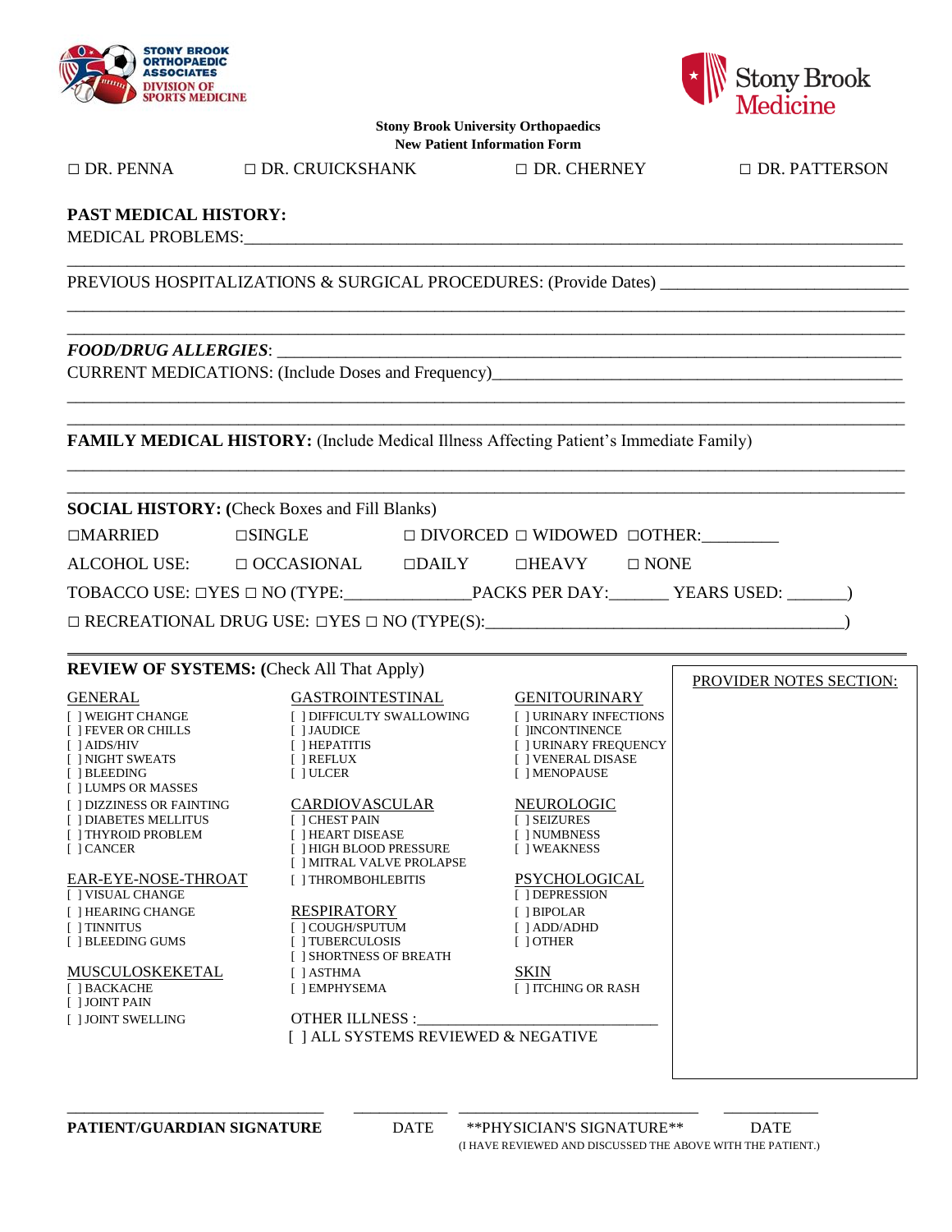STONY BROOK ORTHOPAEDIC ASSOCIATES
DIVISION OF SPORTS MEDICINE

Stony Brook Medicine

**Stony Brook University Orthopaedics**
**New Patient Information Form**

□ DR. PENNA □ DR. CRUICKSHANK □ DR. CHERNEY □ DR. PATTERSON

**PAST MEDICAL HISTORY:**

MEDICAL PROBLEMS:_______________________________________________________________________________

___________________________________________________________________________________________

PREVIOUS HOSPITALIZATIONS & SURGICAL PROCEDURES: (Provide Dates) ___________________________

___________________________________________________________________________________________

___________________________________________________________________________________________

***FOOD/DRUG ALLERGIES***: ______________________________________________________________________

CURRENT MEDICATIONS: (Include Doses and Frequency)_____________________________________________

___________________________________________________________________________________________

___________________________________________________________________________________________

**FAMILY MEDICAL HISTORY:** (Include Medical Illness Affecting Patient's Immediate Family)

___________________________________________________________________________________________

___________________________________________________________________________________________

**SOCIAL HISTORY: (**Check Boxes and Fill Blanks)

□MARRIED □SINGLE □ DIVORCED □ WIDOWED □OTHER:_________

ALCOHOL USE: □ OCCASIONAL □DAILY □HEAVY □ NONE

TOBACCO USE: □YES □ NO (TYPE:______________PACKS PER DAY:_______ YEARS USED: _______)

□ RECREATIONAL DRUG USE: □YES □ NO (TYPE(S):__________________________________________)

**REVIEW OF SYSTEMS: (**Check All That Apply)

GENERAL
[ ] WEIGHT CHANGE
[ ] FEVER OR CHILLS
[ ] AIDS/HIV
[ ] NIGHT SWEATS
[ ] BLEEDING
[ ] LUMPS OR MASSES
[ ] DIZZINESS OR FAINTING
[ ] DIABETES MELLITUS
[ ] THYROID PROBLEM
[ ] CANCER

EAR-EYE-NOSE-THROAT
[ ] VISUAL CHANGE
[ ] HEARING CHANGE
[ ] TINNITUS
[ ] BLEEDING GUMS

MUSCULOSKEKETAL
[ ] BACKACHE
[ ] JOINT PAIN
[ ] JOINT SWELLING

GASTROINTESTINAL
[ ] DIFFICULTY SWALLOWING
[ ] JAUDICE
[ ] HEPATITIS
[ ] REFLUX
[ ] ULCER

CARDIOVASCULAR
[ ] CHEST PAIN
[ ] HEART DISEASE
[ ] HIGH BLOOD PRESSURE
[ ] MITRAL VALVE PROLAPSE
[ ] THROMBOHLEBITIS

RESPIRATORY
[ ] COUGH/SPUTUM
[ ] TUBERCULOSIS
[ ] SHORTNESS OF BREATH
[ ] ASTHMA
[ ] EMPHYSEMA

GENITOURINARY
[ ] URINARY INFECTIONS
[ ]INCONTINENCE
[ ] URINARY FREQUENCY
[ ] VENERAL DISASE
[ ] MENOPAUSE

NEUROLOGIC
[ ] SEIZURES
[ ] NUMBNESS
[ ] WEAKNESS

PSYCHOLOGICAL
[ ] DEPRESSION
[ ] BIPOLAR
[ ] ADD/ADHD
[ ] OTHER

SKIN
[ ] ITCHING OR RASH

OTHER ILLNESS :_____________________________

[ ] ALL SYSTEMS REVIEWED & NEGATIVE

PROVIDER NOTES SECTION:

_______________________________ ___________ _____________________________ ___________

**PATIENT/GUARDIAN SIGNATURE** DATE **PHYSICIAN'S SIGNATURE** DATE

(I HAVE REVIEWED AND DISCUSSED THE ABOVE WITH THE PATIENT.)